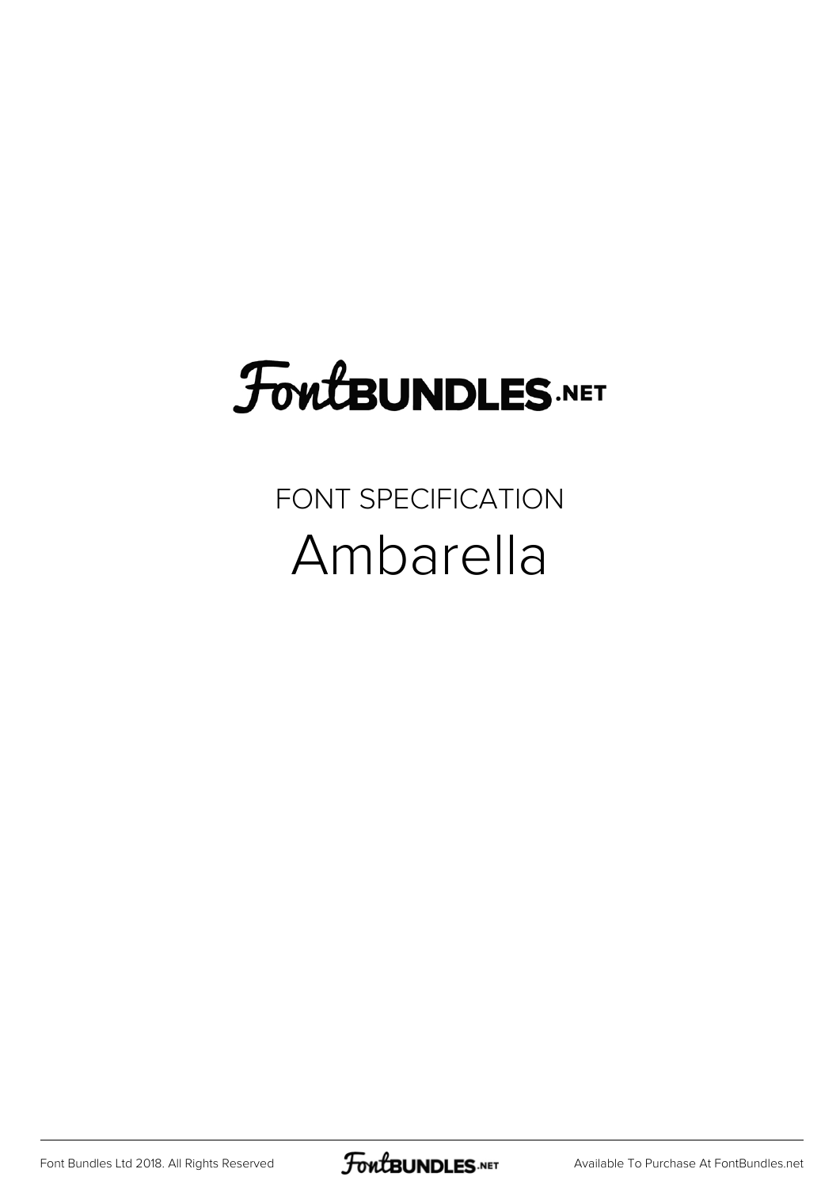FontBUNDLES.NET

FONT SPECIFICATION

# Ambarella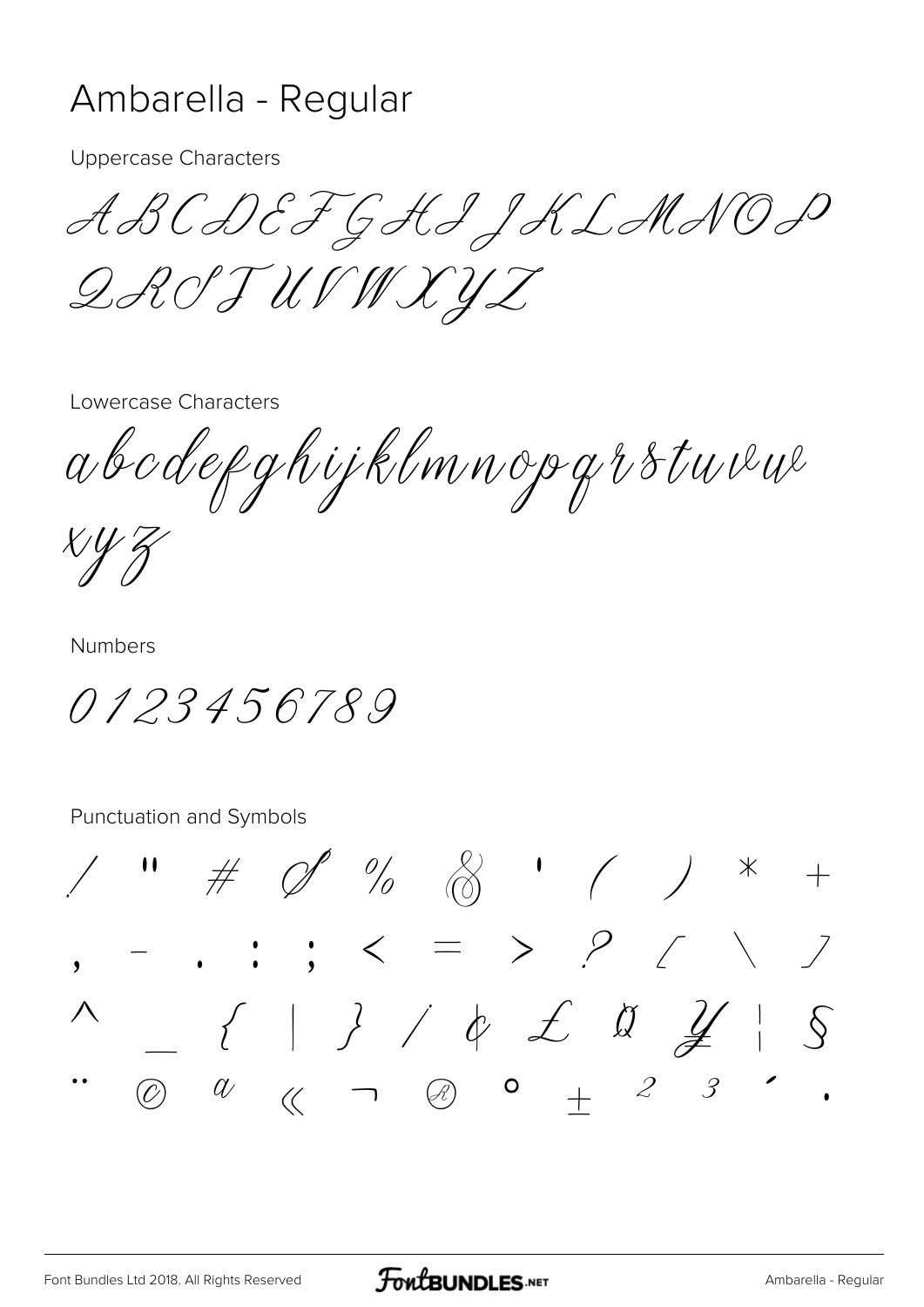# Ambarella - Regular

Uppercase Characters

ABCDEFGHIJKLMNOP
QRSTUVWXYZ

Lowercase Characters

abcdefghijklmnopqrstuvw
xyz

Numbers

0123456789

Punctuation and Symbols

/ " # $ % & ' ( ) * +
, - . : ; < = > ? [ \ ]
^ _ { | } / ¢ £ ¤ ¥ ¦ §
¨ © ª « ¬ ® ° ± ² ³ ´ ·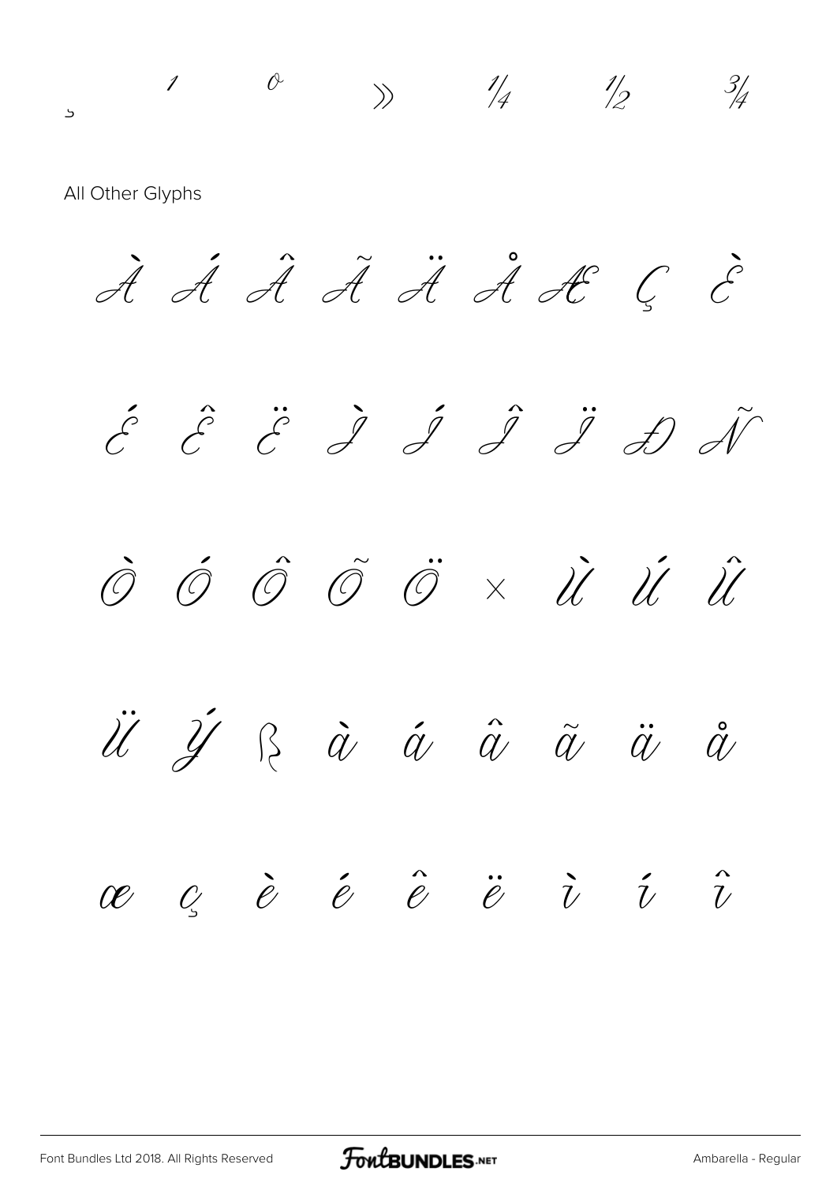¸ ¹ º » ¼ ½ ¾

All Other Glyphs

À Á Â Ã Ä Å Æ Ç È

É Ê Ë Ì Í Î Ï Ð Ñ

Ò Ó Ô Õ Ö × Ù Ú Û

Ü Ý ß à á â ã ä å

æ ç è é ê ë ì í î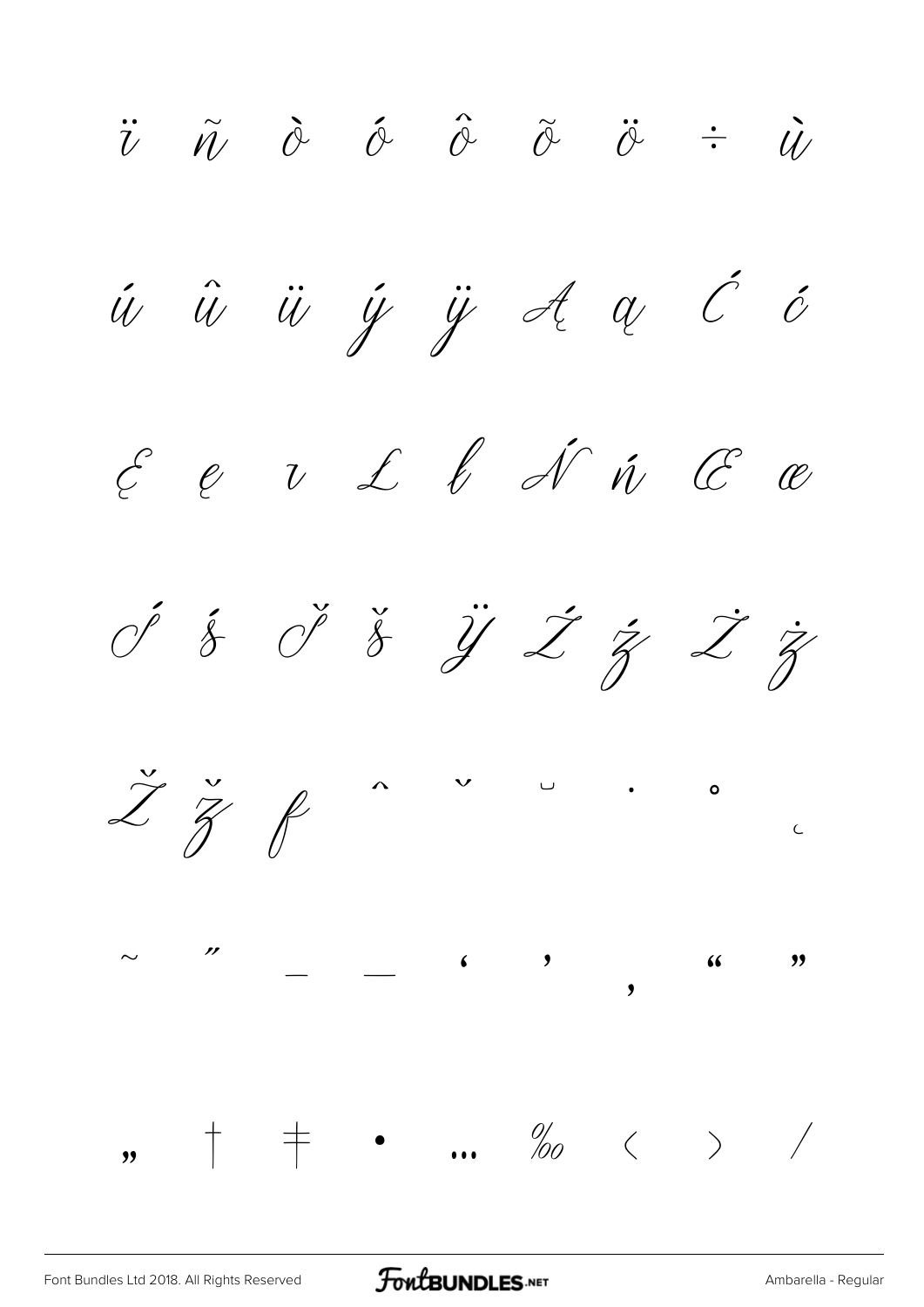ï ñ ò ó ô õ ö ÷ ù

ú û ü ý ÿ Ą ą Ć ć

Ę ę ı Ł ł Ń ń Œ œ

Ś ś Š š Ÿ Ź ź Ż ż

Ž ž ƒ ˆ ˇ ˘ ˙ ˚ ˛

˜ ˝ – — ‘ ’ ‚ “ ”

„ † ‡ • … ‰ ‹ › ⁄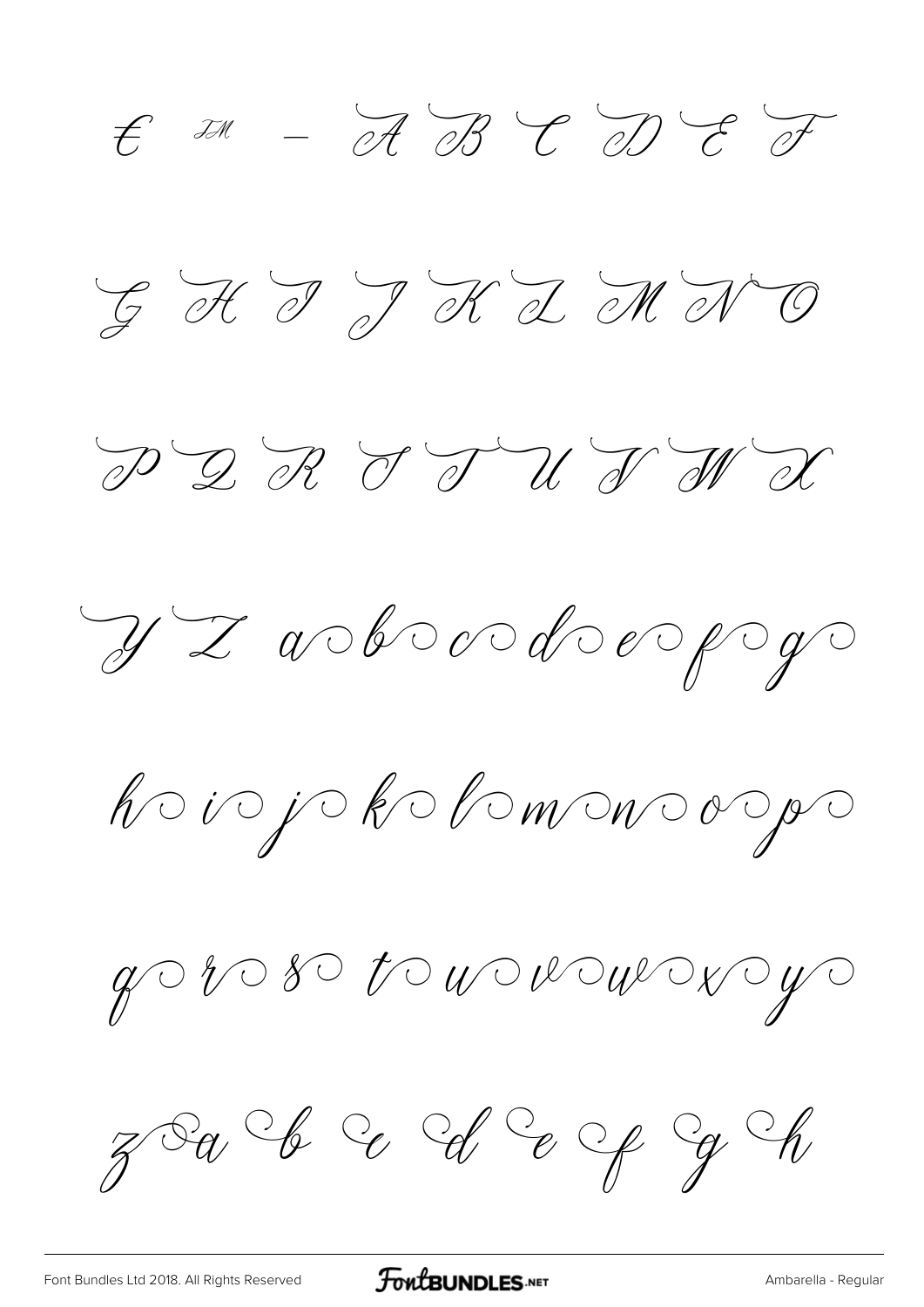€ ™ – A B C D E F

G H I J K L M N O

P Q R S T U V W X

Y Z a b c d e f g

h i j k l m n o p

q r s t u v w x y

z a b c d e f g h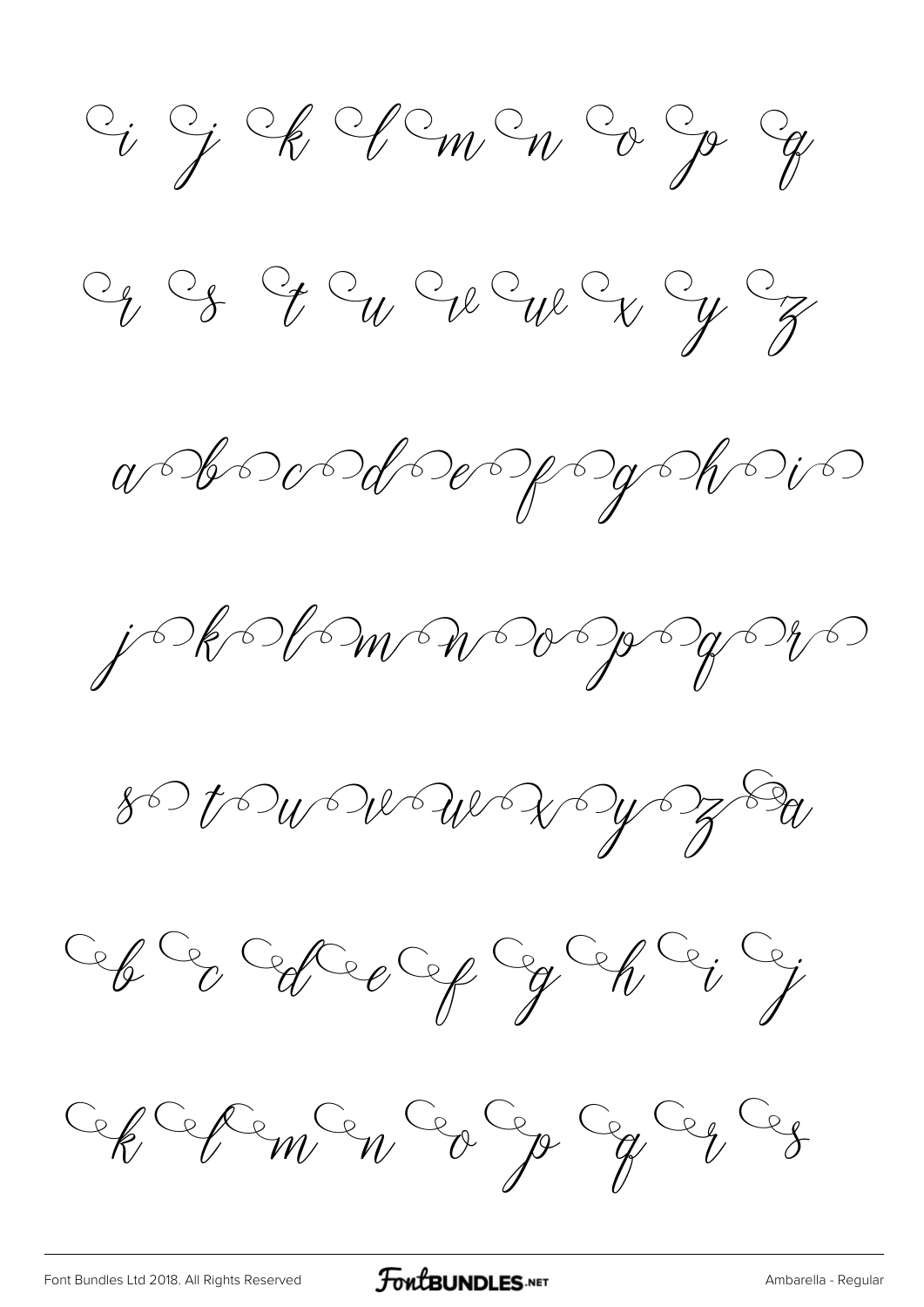i j k l m n o p q

r s t u v w x y z

a b c d e f g h i

j k l m n o p q r

s t u v w x y z a

b c d e f g h i j

k l m n o p q r s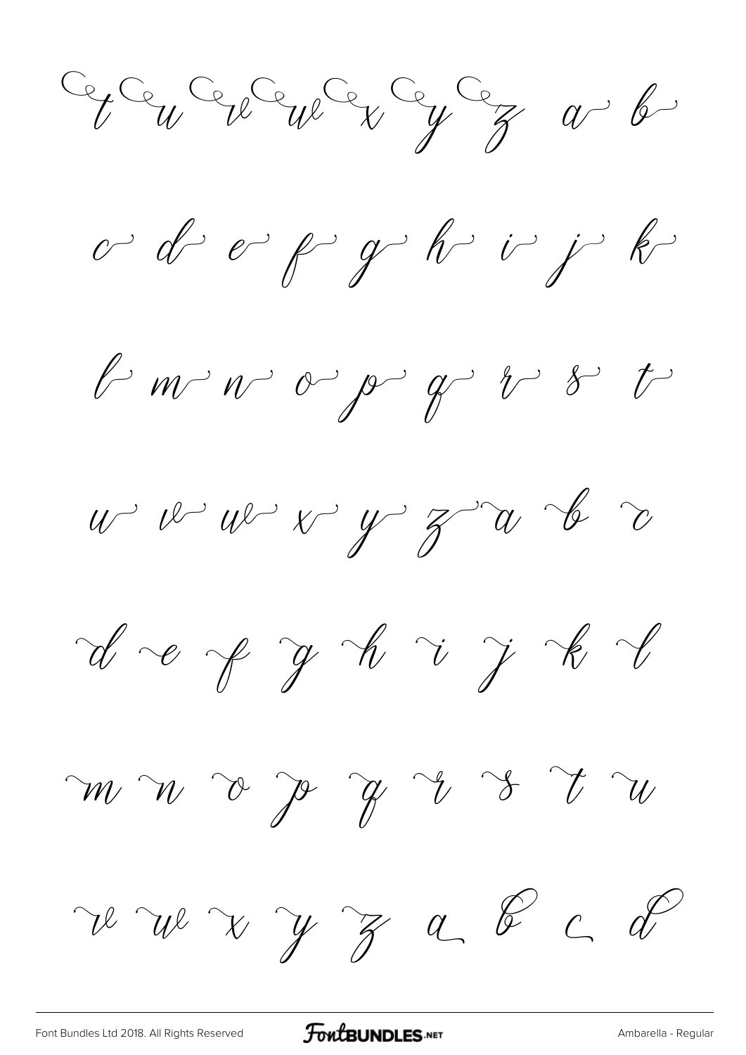t u v w x y z a b

c d e f g h i j k

l m n o p q r s t

u v w x y z a b c

d e f g h i j k l

m n o p q r s t u

v w x y z a b c d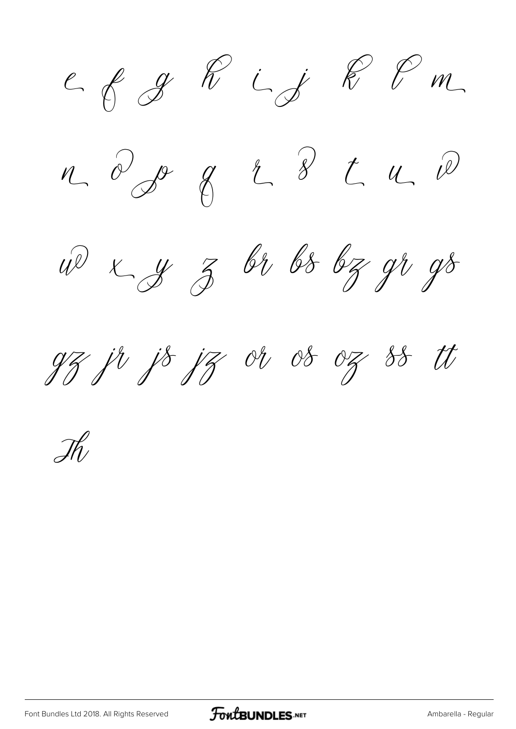e f g h i j k l m

n o p q r s t u v

w x y z br bs bz gr gs

gz jr js jz or os oz ss tt

Th